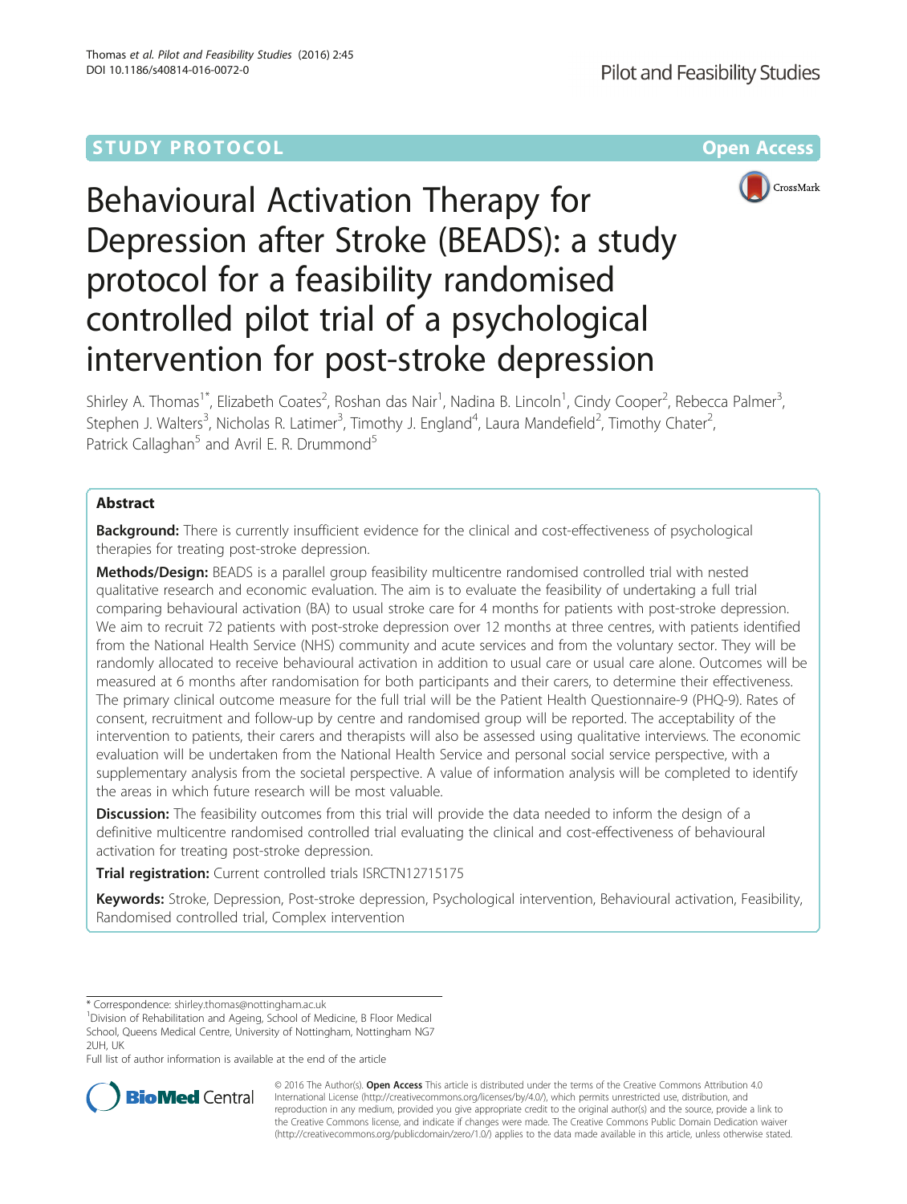STUDY PROTOCOL Open Access

# Behavioural Activation Therapy for Depression after Stroke (BEADS): a study protocol for a feasibility randomised controlled pilot trial of a psychological intervention for post-stroke depression

Shirley A. Thomas[1*], Elizabeth Coates[2], Roshan das Nair[1], Nadina B. Lincoln[1], Cindy Cooper[2], Rebecca Palmer[3], Stephen J. Walters[3], Nicholas R. Latimer[3], Timothy J. England[4], Laura Mandefield[2], Timothy Chater[2], Patrick Callaghan[5] and Avril E. R. Drummond[5]

## Abstract

**Background:** There is currently insufficient evidence for the clinical and cost-effectiveness of psychological therapies for treating post-stroke depression.

**Methods/Design:** BEADS is a parallel group feasibility multicentre randomised controlled trial with nested qualitative research and economic evaluation. The aim is to evaluate the feasibility of undertaking a full trial comparing behavioural activation (BA) to usual stroke care for 4 months for patients with post-stroke depression. We aim to recruit 72 patients with post-stroke depression over 12 months at three centres, with patients identified from the National Health Service (NHS) community and acute services and from the voluntary sector. They will be randomly allocated to receive behavioural activation in addition to usual care or usual care alone. Outcomes will be measured at 6 months after randomisation for both participants and their carers, to determine their effectiveness. The primary clinical outcome measure for the full trial will be the Patient Health Questionnaire-9 (PHQ-9). Rates of consent, recruitment and follow-up by centre and randomised group will be reported. The acceptability of the intervention to patients, their carers and therapists will also be assessed using qualitative interviews. The economic evaluation will be undertaken from the National Health Service and personal social service perspective, with a supplementary analysis from the societal perspective. A value of information analysis will be completed to identify the areas in which future research will be most valuable.

**Discussion:** The feasibility outcomes from this trial will provide the data needed to inform the design of a definitive multicentre randomised controlled trial evaluating the clinical and cost-effectiveness of behavioural activation for treating post-stroke depression.

**Trial registration:** Current controlled trials ISRCTN12715175

**Keywords:** Stroke, Depression, Post-stroke depression, Psychological intervention, Behavioural activation, Feasibility, Randomised controlled trial, Complex intervention

---

* Correspondence: shirley.thomas@nottingham.ac.uk

[1]Division of Rehabilitation and Ageing, School of Medicine, B Floor Medical School, Queens Medical Centre, University of Nottingham, Nottingham NG7 2UH, UK

Full list of author information is available at the end of the article

© 2016 The Author(s). **Open Access** This article is distributed under the terms of the Creative Commons Attribution 4.0 International License (http://creativecommons.org/licenses/by/4.0/), which permits unrestricted use, distribution, and reproduction in any medium, provided you give appropriate credit to the original author(s) and the source, provide a link to the Creative Commons license, and indicate if changes were made. The Creative Commons Public Domain Dedication waiver (http://creativecommons.org/publicdomain/zero/1.0/) applies to the data made available in this article, unless otherwise stated.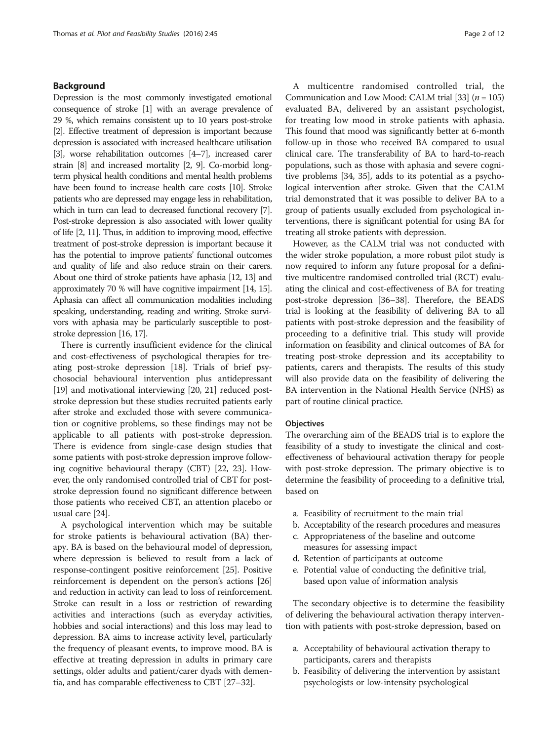## Background

Depression is the most commonly investigated emotional consequence of stroke [1] with an average prevalence of 29 %, which remains consistent up to 10 years post-stroke [2]. Effective treatment of depression is important because depression is associated with increased healthcare utilisation [3], worse rehabilitation outcomes [4–7], increased carer strain [8] and increased mortality [2, 9]. Co-morbid long-term physical health conditions and mental health problems have been found to increase health care costs [10]. Stroke patients who are depressed may engage less in rehabilitation, which in turn can lead to decreased functional recovery [7]. Post-stroke depression is also associated with lower quality of life [2, 11]. Thus, in addition to improving mood, effective treatment of post-stroke depression is important because it has the potential to improve patients' functional outcomes and quality of life and also reduce strain on their carers. About one third of stroke patients have aphasia [12, 13] and approximately 70 % will have cognitive impairment [14, 15]. Aphasia can affect all communication modalities including speaking, understanding, reading and writing. Stroke survivors with aphasia may be particularly susceptible to post-stroke depression [16, 17].

There is currently insufficient evidence for the clinical and cost-effectiveness of psychological therapies for treating post-stroke depression [18]. Trials of brief psychosocial behavioural intervention plus antidepressant [19] and motivational interviewing [20, 21] reduced post-stroke depression but these studies recruited patients early after stroke and excluded those with severe communication or cognitive problems, so these findings may not be applicable to all patients with post-stroke depression. There is evidence from single-case design studies that some patients with post-stroke depression improve following cognitive behavioural therapy (CBT) [22, 23]. However, the only randomised controlled trial of CBT for post-stroke depression found no significant difference between those patients who received CBT, an attention placebo or usual care [24].

A psychological intervention which may be suitable for stroke patients is behavioural activation (BA) therapy. BA is based on the behavioural model of depression, where depression is believed to result from a lack of response-contingent positive reinforcement [25]. Positive reinforcement is dependent on the person's actions [26] and reduction in activity can lead to loss of reinforcement. Stroke can result in a loss or restriction of rewarding activities and interactions (such as everyday activities, hobbies and social interactions) and this loss may lead to depression. BA aims to increase activity level, particularly the frequency of pleasant events, to improve mood. BA is effective at treating depression in adults in primary care settings, older adults and patient/carer dyads with dementia, and has comparable effectiveness to CBT [27–32].

A multicentre randomised controlled trial, the Communication and Low Mood: CALM trial [33] (*n* = 105) evaluated BA, delivered by an assistant psychologist, for treating low mood in stroke patients with aphasia. This found that mood was significantly better at 6-month follow-up in those who received BA compared to usual clinical care. The transferability of BA to hard-to-reach populations, such as those with aphasia and severe cognitive problems [34, 35], adds to its potential as a psychological intervention after stroke. Given that the CALM trial demonstrated that it was possible to deliver BA to a group of patients usually excluded from psychological interventions, there is significant potential for using BA for treating all stroke patients with depression.

However, as the CALM trial was not conducted with the wider stroke population, a more robust pilot study is now required to inform any future proposal for a definitive multicentre randomised controlled trial (RCT) evaluating the clinical and cost-effectiveness of BA for treating post-stroke depression [36–38]. Therefore, the BEADS trial is looking at the feasibility of delivering BA to all patients with post-stroke depression and the feasibility of proceeding to a definitive trial. This study will provide information on feasibility and clinical outcomes of BA for treating post-stroke depression and its acceptability to patients, carers and therapists. The results of this study will also provide data on the feasibility of delivering the BA intervention in the National Health Service (NHS) as part of routine clinical practice.

### Objectives

The overarching aim of the BEADS trial is to explore the feasibility of a study to investigate the clinical and cost-effectiveness of behavioural activation therapy for people with post-stroke depression. The primary objective is to determine the feasibility of proceeding to a definitive trial, based on

a. Feasibility of recruitment to the main trial
b. Acceptability of the research procedures and measures
c. Appropriateness of the baseline and outcome measures for assessing impact
d. Retention of participants at outcome
e. Potential value of conducting the definitive trial, based upon value of information analysis

The secondary objective is to determine the feasibility of delivering the behavioural activation therapy intervention with patients with post-stroke depression, based on

a. Acceptability of behavioural activation therapy to participants, carers and therapists
b. Feasibility of delivering the intervention by assistant psychologists or low-intensity psychological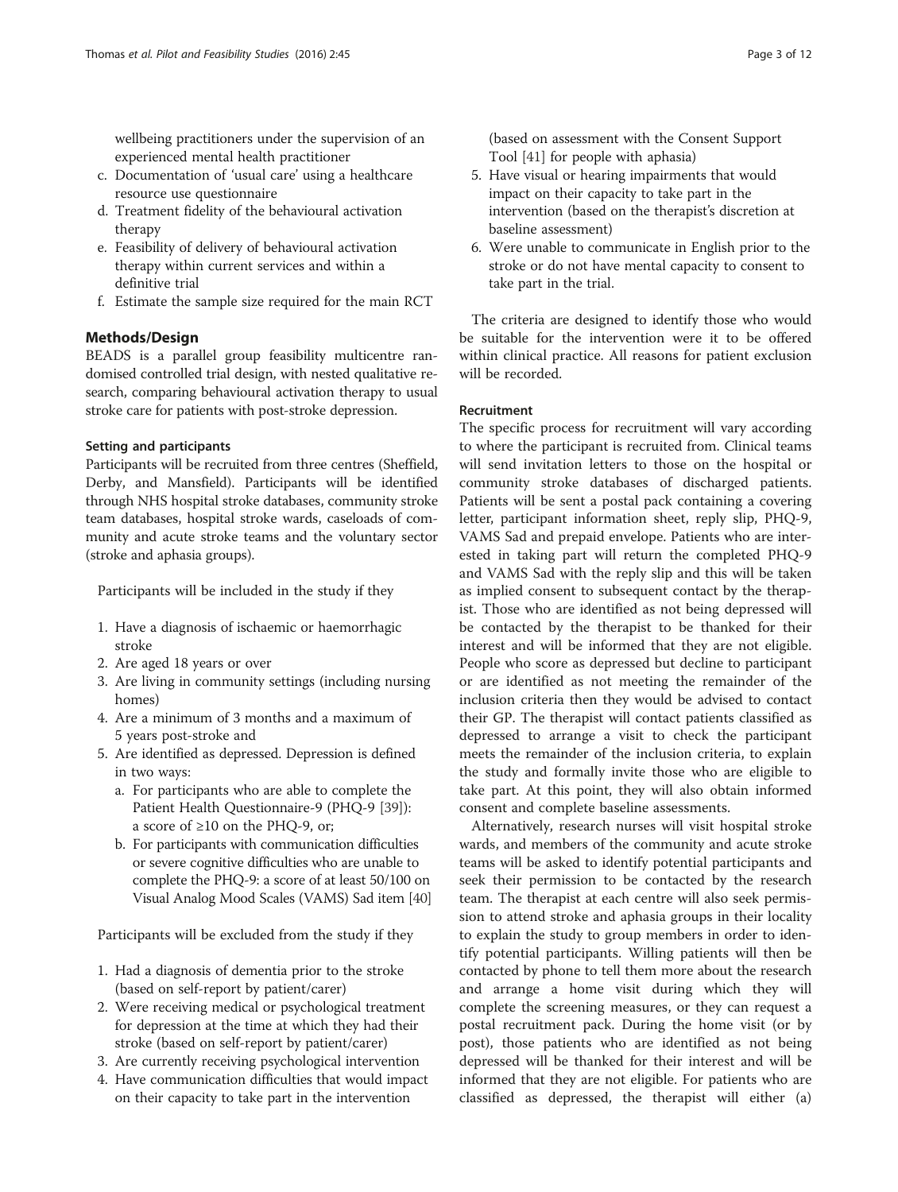wellbeing practitioners under the supervision of an experienced mental health practitioner

c. Documentation of 'usual care' using a healthcare resource use questionnaire
d. Treatment fidelity of the behavioural activation therapy
e. Feasibility of delivery of behavioural activation therapy within current services and within a definitive trial
f. Estimate the sample size required for the main RCT

## Methods/Design

BEADS is a parallel group feasibility multicentre randomised controlled trial design, with nested qualitative research, comparing behavioural activation therapy to usual stroke care for patients with post-stroke depression.

### Setting and participants

Participants will be recruited from three centres (Sheffield, Derby, and Mansfield). Participants will be identified through NHS hospital stroke databases, community stroke team databases, hospital stroke wards, caseloads of community and acute stroke teams and the voluntary sector (stroke and aphasia groups).

Participants will be included in the study if they

1. Have a diagnosis of ischaemic or haemorrhagic stroke
2. Are aged 18 years or over
3. Are living in community settings (including nursing homes)
4. Are a minimum of 3 months and a maximum of 5 years post-stroke and
5. Are identified as depressed. Depression is defined in two ways:
   a. For participants who are able to complete the Patient Health Questionnaire-9 (PHQ-9 [39]): a score of ≥10 on the PHQ-9, or;
   b. For participants with communication difficulties or severe cognitive difficulties who are unable to complete the PHQ-9: a score of at least 50/100 on Visual Analog Mood Scales (VAMS) Sad item [40]

Participants will be excluded from the study if they

1. Had a diagnosis of dementia prior to the stroke (based on self-report by patient/carer)
2. Were receiving medical or psychological treatment for depression at the time at which they had their stroke (based on self-report by patient/carer)
3. Are currently receiving psychological intervention
4. Have communication difficulties that would impact on their capacity to take part in the intervention (based on assessment with the Consent Support Tool [41] for people with aphasia)
5. Have visual or hearing impairments that would impact on their capacity to take part in the intervention (based on the therapist's discretion at baseline assessment)
6. Were unable to communicate in English prior to the stroke or do not have mental capacity to consent to take part in the trial.

The criteria are designed to identify those who would be suitable for the intervention were it to be offered within clinical practice. All reasons for patient exclusion will be recorded.

### Recruitment

The specific process for recruitment will vary according to where the participant is recruited from. Clinical teams will send invitation letters to those on the hospital or community stroke databases of discharged patients. Patients will be sent a postal pack containing a covering letter, participant information sheet, reply slip, PHQ-9, VAMS Sad and prepaid envelope. Patients who are interested in taking part will return the completed PHQ-9 and VAMS Sad with the reply slip and this will be taken as implied consent to subsequent contact by the therapist. Those who are identified as not being depressed will be contacted by the therapist to be thanked for their interest and will be informed that they are not eligible. People who score as depressed but decline to participant or are identified as not meeting the remainder of the inclusion criteria then they would be advised to contact their GP. The therapist will contact patients classified as depressed to arrange a visit to check the participant meets the remainder of the inclusion criteria, to explain the study and formally invite those who are eligible to take part. At this point, they will also obtain informed consent and complete baseline assessments.

Alternatively, research nurses will visit hospital stroke wards, and members of the community and acute stroke teams will be asked to identify potential participants and seek their permission to be contacted by the research team. The therapist at each centre will also seek permission to attend stroke and aphasia groups in their locality to explain the study to group members in order to identify potential participants. Willing patients will then be contacted by phone to tell them more about the research and arrange a home visit during which they will complete the screening measures, or they can request a postal recruitment pack. During the home visit (or by post), those patients who are identified as not being depressed will be thanked for their interest and will be informed that they are not eligible. For patients who are classified as depressed, the therapist will either (a)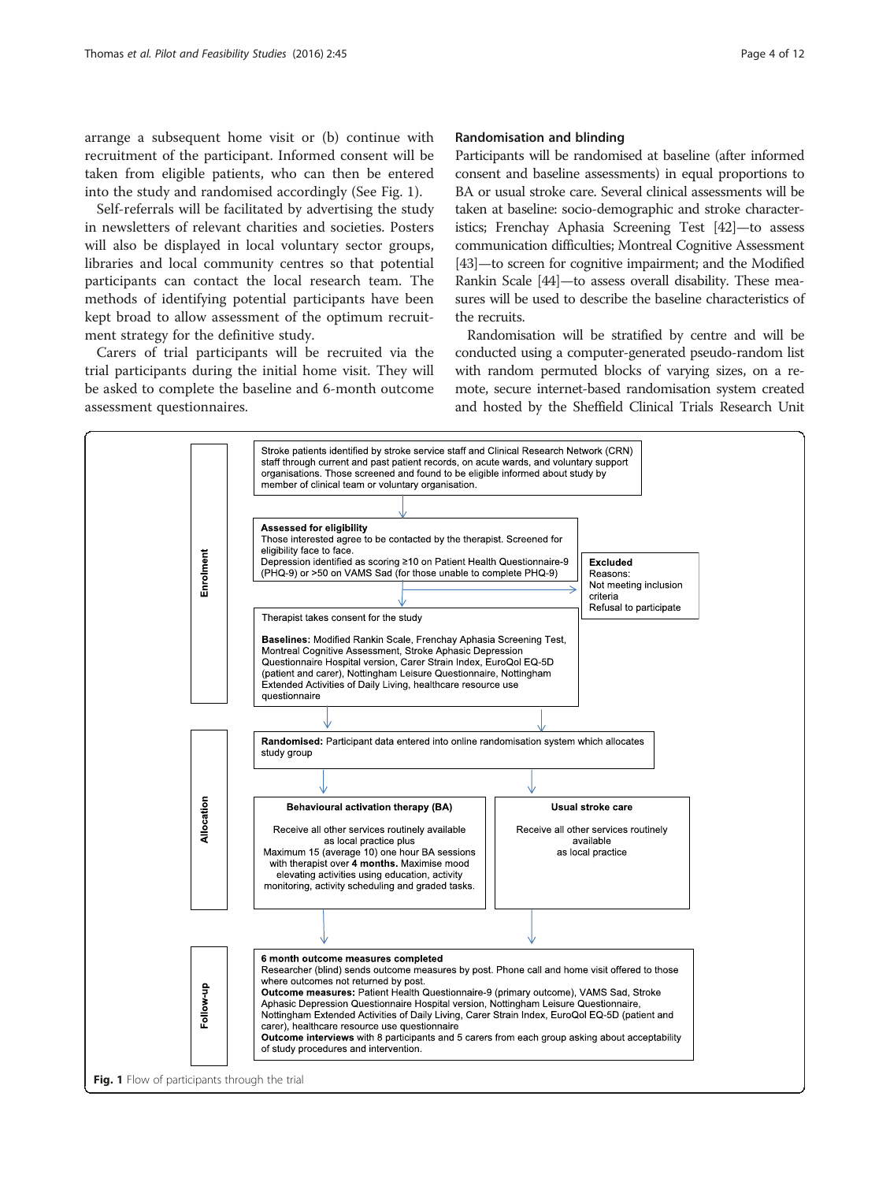arrange a subsequent home visit or (b) continue with recruitment of the participant. Informed consent will be taken from eligible patients, who can then be entered into the study and randomised accordingly (See Fig. 1).

Self-referrals will be facilitated by advertising the study in newsletters of relevant charities and societies. Posters will also be displayed in local voluntary sector groups, libraries and local community centres so that potential participants can contact the local research team. The methods of identifying potential participants have been kept broad to allow assessment of the optimum recruitment strategy for the definitive study.

Carers of trial participants will be recruited via the trial participants during the initial home visit. They will be asked to complete the baseline and 6-month outcome assessment questionnaires.

## Randomisation and blinding

Participants will be randomised at baseline (after informed consent and baseline assessments) in equal proportions to BA or usual stroke care. Several clinical assessments will be taken at baseline: socio-demographic and stroke characteristics; Frenchay Aphasia Screening Test [42]—to assess communication difficulties; Montreal Cognitive Assessment [43]—to screen for cognitive impairment; and the Modified Rankin Scale [44]—to assess overall disability. These measures will be used to describe the baseline characteristics of the recruits.

Randomisation will be stratified by centre and will be conducted using a computer-generated pseudo-random list with random permuted blocks of varying sizes, on a remote, secure internet-based randomisation system created and hosted by the Sheffield Clinical Trials Research Unit

**Enrolment**

Stroke patients identified by stroke service staff and Clinical Research Network (CRN) staff through current and past patient records, on acute wards, and voluntary support organisations. Those screened and found to be eligible informed about study by member of clinical team or voluntary organisation.

**Assessed for eligibility**
Those interested agree to be contacted by the therapist. Screened for eligibility face to face.
Depression identified as scoring ≥10 on Patient Health Questionnaire-9 (PHQ-9) or >50 on VAMS Sad (for those unable to complete PHQ-9)

**Excluded**
Reasons:
Not meeting inclusion criteria
Refusal to participate

Therapist takes consent for the study

**Baselines:** Modified Rankin Scale, Frenchay Aphasia Screening Test, Montreal Cognitive Assessment, Stroke Aphasic Depression Questionnaire Hospital version, Carer Strain Index, EuroQol EQ-5D (patient and carer), Nottingham Leisure Questionnaire, Nottingham Extended Activities of Daily Living, healthcare resource use questionnaire

**Allocation**

**Randomised:** Participant data entered into online randomisation system which allocates study group

**Behavioural activation therapy (BA)**
Receive all other services routinely available as local practice plus
Maximum 15 (average 10) one hour BA sessions with therapist over **4 months.** Maximise mood elevating activities using education, activity monitoring, activity scheduling and graded tasks.

**Usual stroke care**
Receive all other services routinely available as local practice

**Follow-up**

**6 month outcome measures completed**
Researcher (blind) sends outcome measures by post. Phone call and home visit offered to those where outcomes not returned by post.
**Outcome measures:** Patient Health Questionnaire-9 (primary outcome), VAMS Sad, Stroke Aphasic Depression Questionnaire Hospital version, Nottingham Leisure Questionnaire, Nottingham Extended Activities of Daily Living, Carer Strain Index, EuroQol EQ-5D (patient and carer), healthcare resource use questionnaire
**Outcome interviews** with 8 participants and 5 carers from each group asking about acceptability of study procedures and intervention.

**Fig. 1** Flow of participants through the trial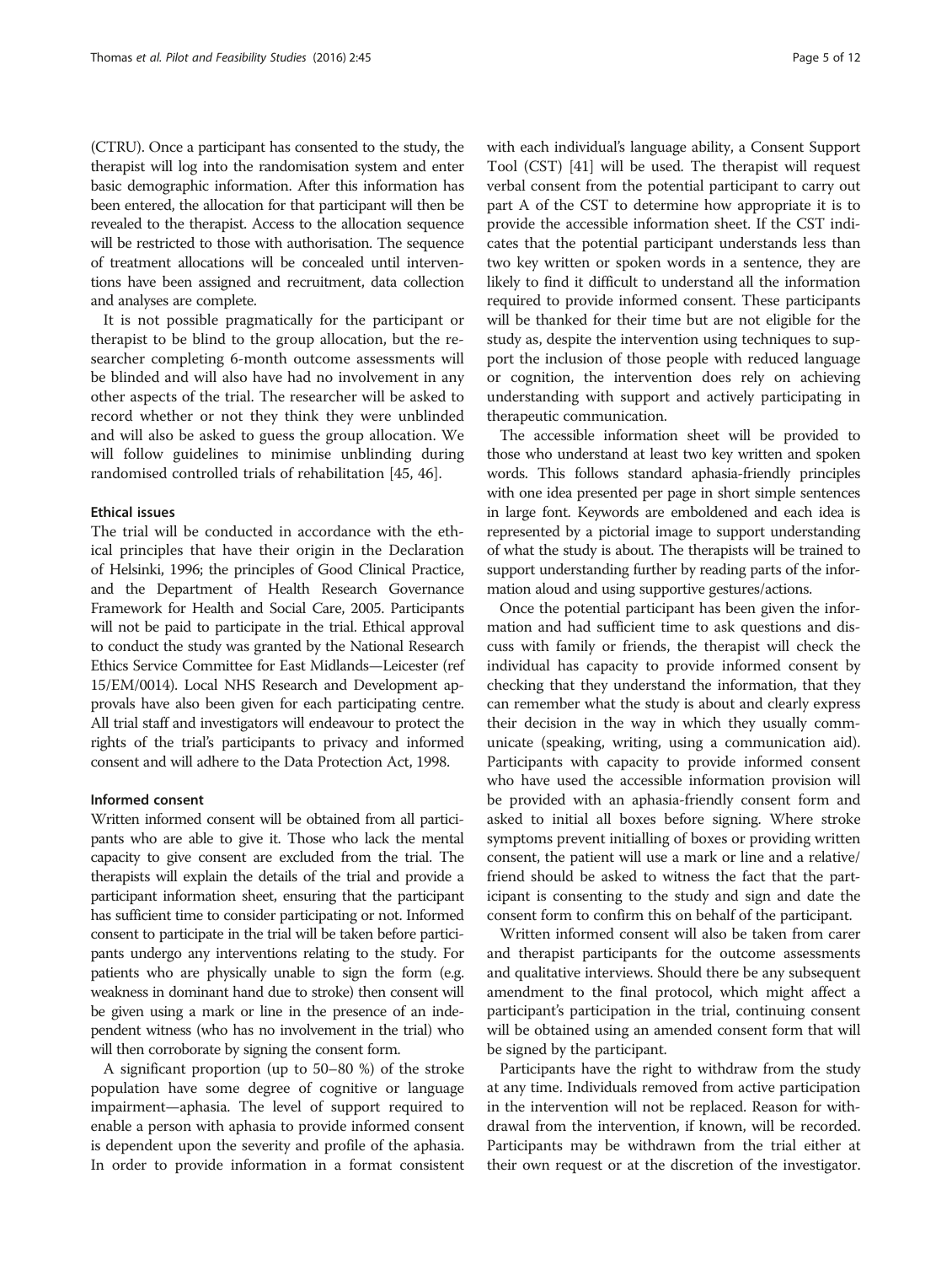(CTRU). Once a participant has consented to the study, the therapist will log into the randomisation system and enter basic demographic information. After this information has been entered, the allocation for that participant will then be revealed to the therapist. Access to the allocation sequence will be restricted to those with authorisation. The sequence of treatment allocations will be concealed until interventions have been assigned and recruitment, data collection and analyses are complete.

It is not possible pragmatically for the participant or therapist to be blind to the group allocation, but the researcher completing 6-month outcome assessments will be blinded and will also have had no involvement in any other aspects of the trial. The researcher will be asked to record whether or not they think they were unblinded and will also be asked to guess the group allocation. We will follow guidelines to minimise unblinding during randomised controlled trials of rehabilitation [45, 46].

### Ethical issues

The trial will be conducted in accordance with the ethical principles that have their origin in the Declaration of Helsinki, 1996; the principles of Good Clinical Practice, and the Department of Health Research Governance Framework for Health and Social Care, 2005. Participants will not be paid to participate in the trial. Ethical approval to conduct the study was granted by the National Research Ethics Service Committee for East Midlands—Leicester (ref 15/EM/0014). Local NHS Research and Development approvals have also been given for each participating centre. All trial staff and investigators will endeavour to protect the rights of the trial's participants to privacy and informed consent and will adhere to the Data Protection Act, 1998.

### Informed consent

Written informed consent will be obtained from all participants who are able to give it. Those who lack the mental capacity to give consent are excluded from the trial. The therapists will explain the details of the trial and provide a participant information sheet, ensuring that the participant has sufficient time to consider participating or not. Informed consent to participate in the trial will be taken before participants undergo any interventions relating to the study. For patients who are physically unable to sign the form (e.g. weakness in dominant hand due to stroke) then consent will be given using a mark or line in the presence of an independent witness (who has no involvement in the trial) who will then corroborate by signing the consent form.

A significant proportion (up to 50–80 %) of the stroke population have some degree of cognitive or language impairment—aphasia. The level of support required to enable a person with aphasia to provide informed consent is dependent upon the severity and profile of the aphasia. In order to provide information in a format consistent with each individual's language ability, a Consent Support Tool (CST) [41] will be used. The therapist will request verbal consent from the potential participant to carry out part A of the CST to determine how appropriate it is to provide the accessible information sheet. If the CST indicates that the potential participant understands less than two key written or spoken words in a sentence, they are likely to find it difficult to understand all the information required to provide informed consent. These participants will be thanked for their time but are not eligible for the study as, despite the intervention using techniques to support the inclusion of those people with reduced language or cognition, the intervention does rely on achieving understanding with support and actively participating in therapeutic communication.

The accessible information sheet will be provided to those who understand at least two key written and spoken words. This follows standard aphasia-friendly principles with one idea presented per page in short simple sentences in large font. Keywords are emboldened and each idea is represented by a pictorial image to support understanding of what the study is about. The therapists will be trained to support understanding further by reading parts of the information aloud and using supportive gestures/actions.

Once the potential participant has been given the information and had sufficient time to ask questions and discuss with family or friends, the therapist will check the individual has capacity to provide informed consent by checking that they understand the information, that they can remember what the study is about and clearly express their decision in the way in which they usually communicate (speaking, writing, using a communication aid). Participants with capacity to provide informed consent who have used the accessible information provision will be provided with an aphasia-friendly consent form and asked to initial all boxes before signing. Where stroke symptoms prevent initialling of boxes or providing written consent, the patient will use a mark or line and a relative/friend should be asked to witness the fact that the participant is consenting to the study and sign and date the consent form to confirm this on behalf of the participant.

Written informed consent will also be taken from carer and therapist participants for the outcome assessments and qualitative interviews. Should there be any subsequent amendment to the final protocol, which might affect a participant's participation in the trial, continuing consent will be obtained using an amended consent form that will be signed by the participant.

Participants have the right to withdraw from the study at any time. Individuals removed from active participation in the intervention will not be replaced. Reason for withdrawal from the intervention, if known, will be recorded. Participants may be withdrawn from the trial either at their own request or at the discretion of the investigator.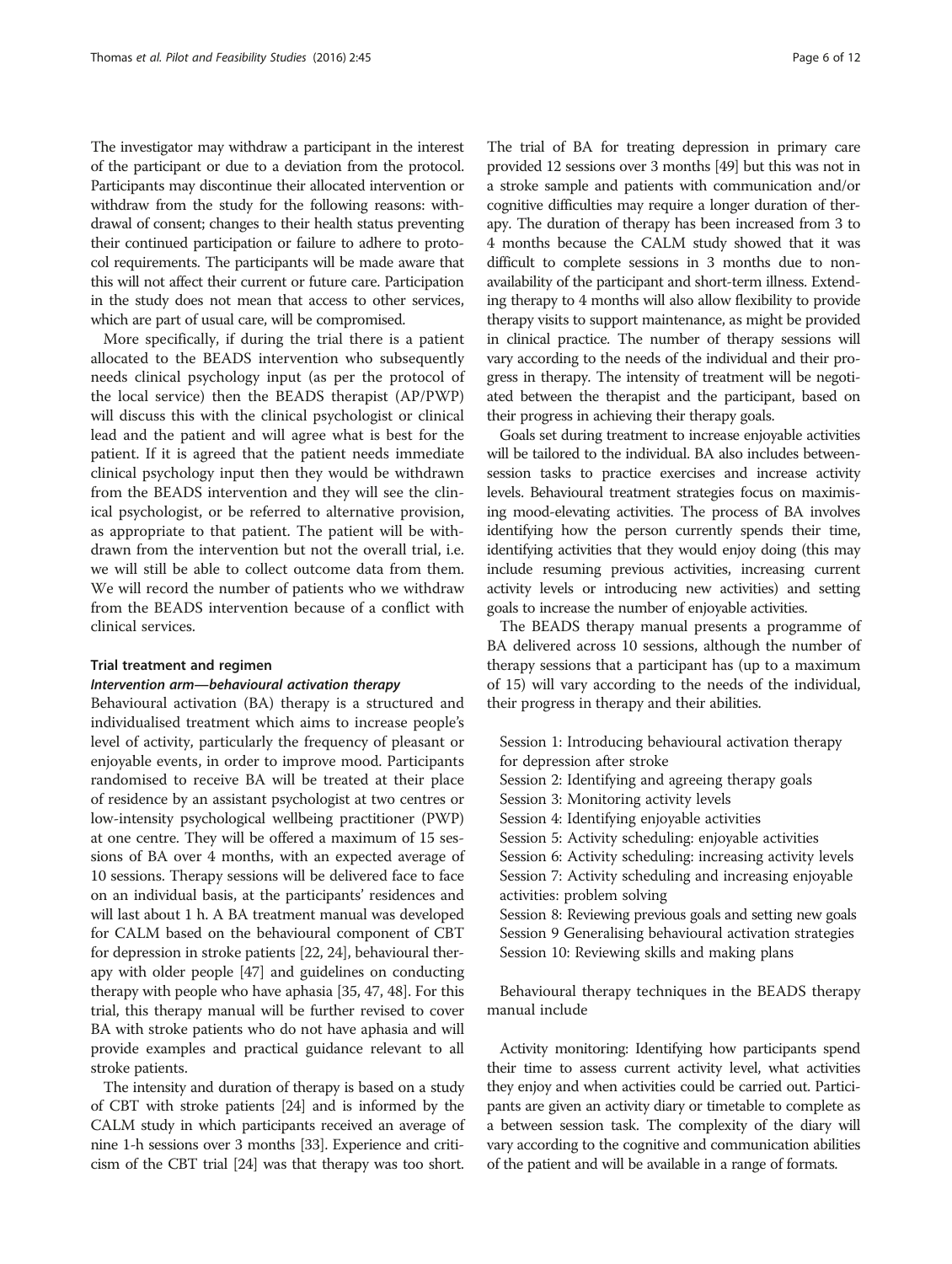The investigator may withdraw a participant in the interest of the participant or due to a deviation from the protocol. Participants may discontinue their allocated intervention or withdraw from the study for the following reasons: withdrawal of consent; changes to their health status preventing their continued participation or failure to adhere to protocol requirements. The participants will be made aware that this will not affect their current or future care. Participation in the study does not mean that access to other services, which are part of usual care, will be compromised.

More specifically, if during the trial there is a patient allocated to the BEADS intervention who subsequently needs clinical psychology input (as per the protocol of the local service) then the BEADS therapist (AP/PWP) will discuss this with the clinical psychologist or clinical lead and the patient and will agree what is best for the patient. If it is agreed that the patient needs immediate clinical psychology input then they would be withdrawn from the BEADS intervention and they will see the clinical psychologist, or be referred to alternative provision, as appropriate to that patient. The patient will be withdrawn from the intervention but not the overall trial, i.e. we will still be able to collect outcome data from them. We will record the number of patients who we withdraw from the BEADS intervention because of a conflict with clinical services.

### Trial treatment and regimen

#### *Intervention arm—behavioural activation therapy*

Behavioural activation (BA) therapy is a structured and individualised treatment which aims to increase people's level of activity, particularly the frequency of pleasant or enjoyable events, in order to improve mood. Participants randomised to receive BA will be treated at their place of residence by an assistant psychologist at two centres or low-intensity psychological wellbeing practitioner (PWP) at one centre. They will be offered a maximum of 15 sessions of BA over 4 months, with an expected average of 10 sessions. Therapy sessions will be delivered face to face on an individual basis, at the participants' residences and will last about 1 h. A BA treatment manual was developed for CALM based on the behavioural component of CBT for depression in stroke patients [22, 24], behavioural therapy with older people [47] and guidelines on conducting therapy with people who have aphasia [35, 47, 48]. For this trial, this therapy manual will be further revised to cover BA with stroke patients who do not have aphasia and will provide examples and practical guidance relevant to all stroke patients.

The intensity and duration of therapy is based on a study of CBT with stroke patients [24] and is informed by the CALM study in which participants received an average of nine 1-h sessions over 3 months [33]. Experience and criticism of the CBT trial [24] was that therapy was too short. The trial of BA for treating depression in primary care provided 12 sessions over 3 months [49] but this was not in a stroke sample and patients with communication and/or cognitive difficulties may require a longer duration of therapy. The duration of therapy has been increased from 3 to 4 months because the CALM study showed that it was difficult to complete sessions in 3 months due to non-availability of the participant and short-term illness. Extending therapy to 4 months will also allow flexibility to provide therapy visits to support maintenance, as might be provided in clinical practice. The number of therapy sessions will vary according to the needs of the individual and their progress in therapy. The intensity of treatment will be negotiated between the therapist and the participant, based on their progress in achieving their therapy goals.

Goals set during treatment to increase enjoyable activities will be tailored to the individual. BA also includes between-session tasks to practice exercises and increase activity levels. Behavioural treatment strategies focus on maximising mood-elevating activities. The process of BA involves identifying how the person currently spends their time, identifying activities that they would enjoy doing (this may include resuming previous activities, increasing current activity levels or introducing new activities) and setting goals to increase the number of enjoyable activities.

The BEADS therapy manual presents a programme of BA delivered across 10 sessions, although the number of therapy sessions that a participant has (up to a maximum of 15) will vary according to the needs of the individual, their progress in therapy and their abilities.

Session 1: Introducing behavioural activation therapy for depression after stroke  
Session 2: Identifying and agreeing therapy goals  
Session 3: Monitoring activity levels  
Session 4: Identifying enjoyable activities  
Session 5: Activity scheduling: enjoyable activities  
Session 6: Activity scheduling: increasing activity levels  
Session 7: Activity scheduling and increasing enjoyable activities: problem solving  
Session 8: Reviewing previous goals and setting new goals  
Session 9 Generalising behavioural activation strategies  
Session 10: Reviewing skills and making plans

Behavioural therapy techniques in the BEADS therapy manual include

Activity monitoring: Identifying how participants spend their time to assess current activity level, what activities they enjoy and when activities could be carried out. Participants are given an activity diary or timetable to complete as a between session task. The complexity of the diary will vary according to the cognitive and communication abilities of the patient and will be available in a range of formats.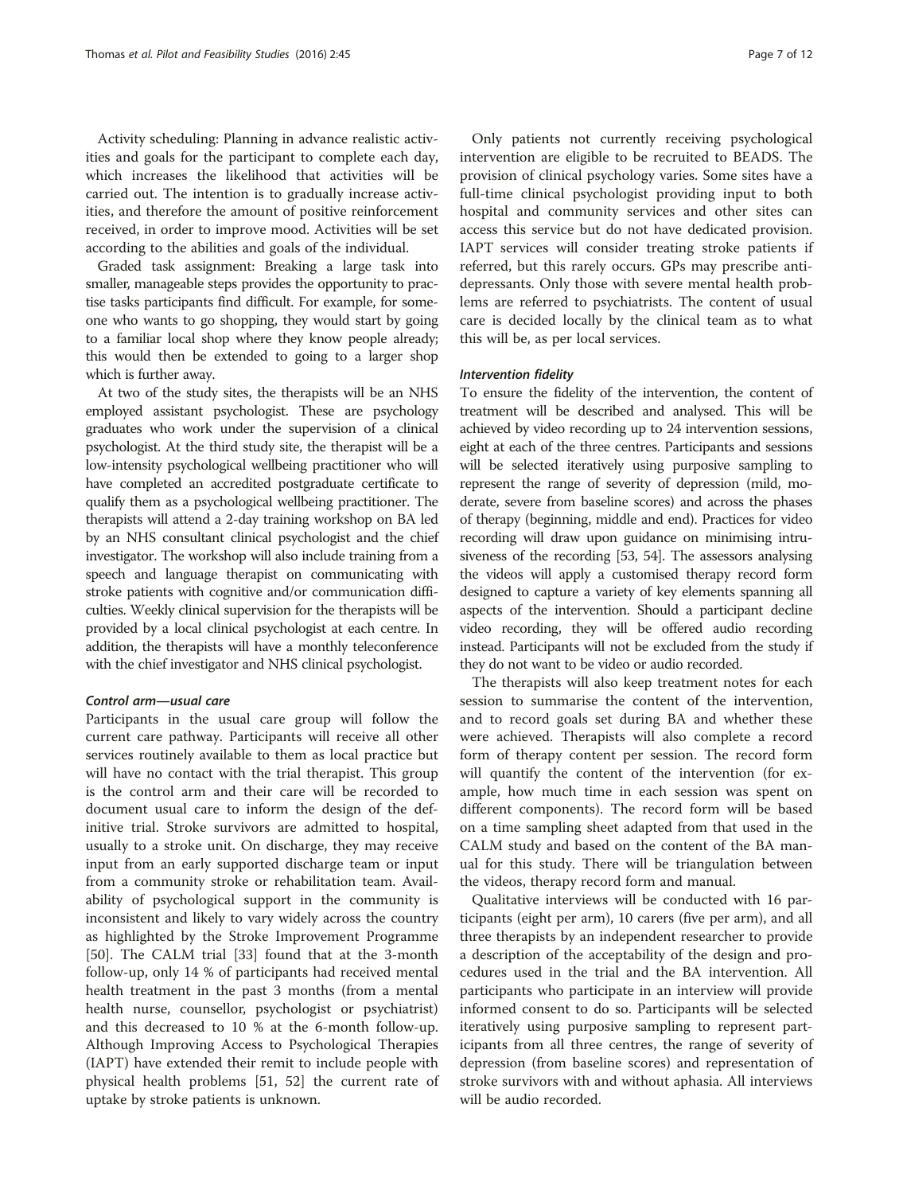Activity scheduling: Planning in advance realistic activities and goals for the participant to complete each day, which increases the likelihood that activities will be carried out. The intention is to gradually increase activities, and therefore the amount of positive reinforcement received, in order to improve mood. Activities will be set according to the abilities and goals of the individual.

Graded task assignment: Breaking a large task into smaller, manageable steps provides the opportunity to practise tasks participants find difficult. For example, for someone who wants to go shopping, they would start by going to a familiar local shop where they know people already; this would then be extended to going to a larger shop which is further away.

At two of the study sites, the therapists will be an NHS employed assistant psychologist. These are psychology graduates who work under the supervision of a clinical psychologist. At the third study site, the therapist will be a low-intensity psychological wellbeing practitioner who will have completed an accredited postgraduate certificate to qualify them as a psychological wellbeing practitioner. The therapists will attend a 2-day training workshop on BA led by an NHS consultant clinical psychologist and the chief investigator. The workshop will also include training from a speech and language therapist on communicating with stroke patients with cognitive and/or communication difficulties. Weekly clinical supervision for the therapists will be provided by a local clinical psychologist at each centre. In addition, the therapists will have a monthly teleconference with the chief investigator and NHS clinical psychologist.

#### *Control arm—usual care*

Participants in the usual care group will follow the current care pathway. Participants will receive all other services routinely available to them as local practice but will have no contact with the trial therapist. This group is the control arm and their care will be recorded to document usual care to inform the design of the definitive trial. Stroke survivors are admitted to hospital, usually to a stroke unit. On discharge, they may receive input from an early supported discharge team or input from a community stroke or rehabilitation team. Availability of psychological support in the community is inconsistent and likely to vary widely across the country as highlighted by the Stroke Improvement Programme [50]. The CALM trial [33] found that at the 3-month follow-up, only 14 % of participants had received mental health treatment in the past 3 months (from a mental health nurse, counsellor, psychologist or psychiatrist) and this decreased to 10 % at the 6-month follow-up. Although Improving Access to Psychological Therapies (IAPT) have extended their remit to include people with physical health problems [51, 52] the current rate of uptake by stroke patients is unknown.

Only patients not currently receiving psychological intervention are eligible to be recruited to BEADS. The provision of clinical psychology varies. Some sites have a full-time clinical psychologist providing input to both hospital and community services and other sites can access this service but do not have dedicated provision. IAPT services will consider treating stroke patients if referred, but this rarely occurs. GPs may prescribe antidepressants. Only those with severe mental health problems are referred to psychiatrists. The content of usual care is decided locally by the clinical team as to what this will be, as per local services.

#### *Intervention fidelity*

To ensure the fidelity of the intervention, the content of treatment will be described and analysed. This will be achieved by video recording up to 24 intervention sessions, eight at each of the three centres. Participants and sessions will be selected iteratively using purposive sampling to represent the range of severity of depression (mild, moderate, severe from baseline scores) and across the phases of therapy (beginning, middle and end). Practices for video recording will draw upon guidance on minimising intrusiveness of the recording [53, 54]. The assessors analysing the videos will apply a customised therapy record form designed to capture a variety of key elements spanning all aspects of the intervention. Should a participant decline video recording, they will be offered audio recording instead. Participants will not be excluded from the study if they do not want to be video or audio recorded.

The therapists will also keep treatment notes for each session to summarise the content of the intervention, and to record goals set during BA and whether these were achieved. Therapists will also complete a record form of therapy content per session. The record form will quantify the content of the intervention (for example, how much time in each session was spent on different components). The record form will be based on a time sampling sheet adapted from that used in the CALM study and based on the content of the BA manual for this study. There will be triangulation between the videos, therapy record form and manual.

Qualitative interviews will be conducted with 16 participants (eight per arm), 10 carers (five per arm), and all three therapists by an independent researcher to provide a description of the acceptability of the design and procedures used in the trial and the BA intervention. All participants who participate in an interview will provide informed consent to do so. Participants will be selected iteratively using purposive sampling to represent participants from all three centres, the range of severity of depression (from baseline scores) and representation of stroke survivors with and without aphasia. All interviews will be audio recorded.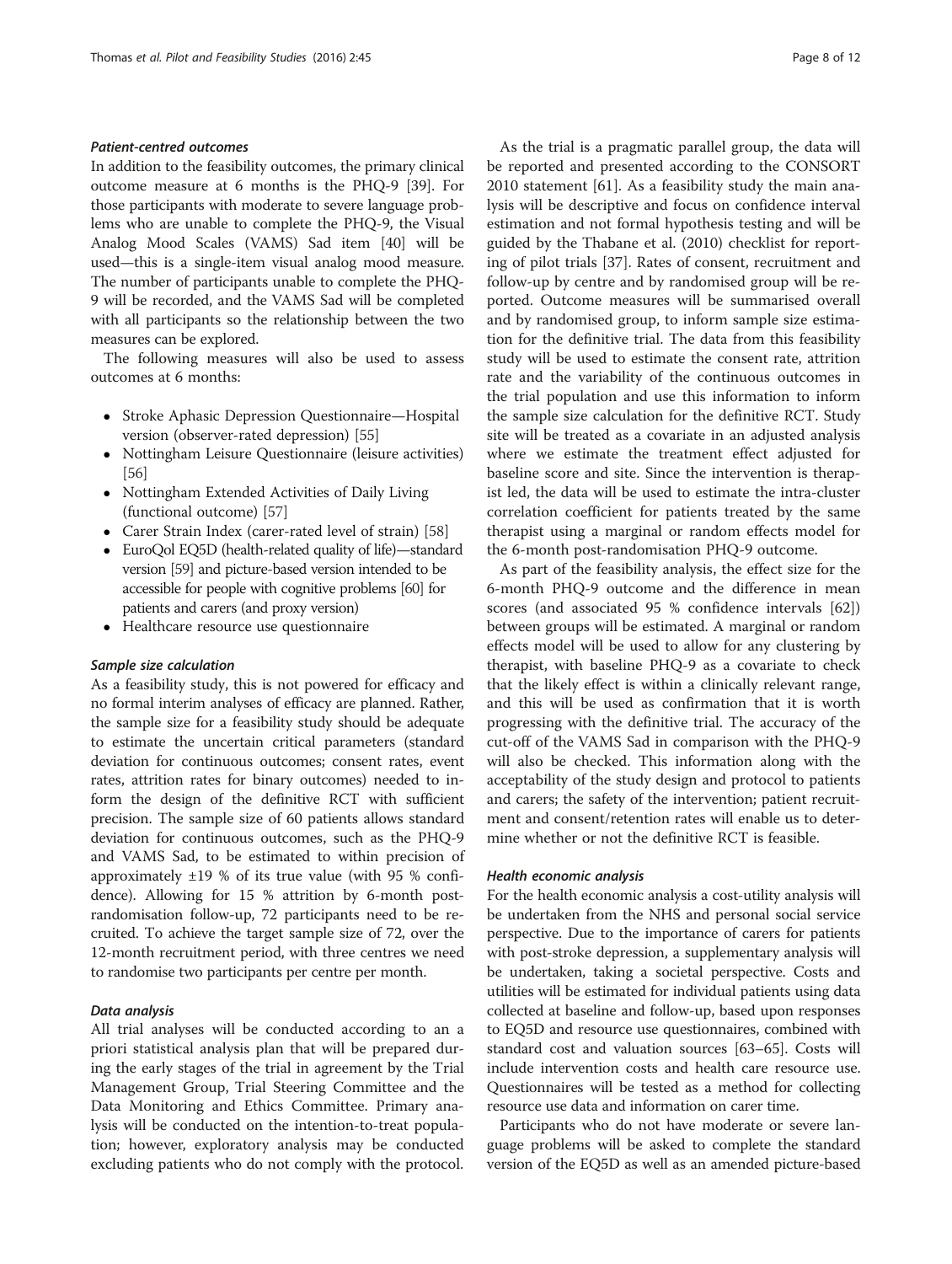#### *Patient-centred outcomes*

In addition to the feasibility outcomes, the primary clinical outcome measure at 6 months is the PHQ-9 [39]. For those participants with moderate to severe language problems who are unable to complete the PHQ-9, the Visual Analog Mood Scales (VAMS) Sad item [40] will be used—this is a single-item visual analog mood measure. The number of participants unable to complete the PHQ-9 will be recorded, and the VAMS Sad will be completed with all participants so the relationship between the two measures can be explored.

The following measures will also be used to assess outcomes at 6 months:

- Stroke Aphasic Depression Questionnaire—Hospital version (observer-rated depression) [55]
- Nottingham Leisure Questionnaire (leisure activities) [56]
- Nottingham Extended Activities of Daily Living (functional outcome) [57]
- Carer Strain Index (carer-rated level of strain) [58]
- EuroQol EQ5D (health-related quality of life)—standard version [59] and picture-based version intended to be accessible for people with cognitive problems [60] for patients and carers (and proxy version)
- Healthcare resource use questionnaire

#### *Sample size calculation*

As a feasibility study, this is not powered for efficacy and no formal interim analyses of efficacy are planned. Rather, the sample size for a feasibility study should be adequate to estimate the uncertain critical parameters (standard deviation for continuous outcomes; consent rates, event rates, attrition rates for binary outcomes) needed to inform the design of the definitive RCT with sufficient precision. The sample size of 60 patients allows standard deviation for continuous outcomes, such as the PHQ-9 and VAMS Sad, to be estimated to within precision of approximately ±19 % of its true value (with 95 % confidence). Allowing for 15 % attrition by 6-month post-randomisation follow-up, 72 participants need to be recruited. To achieve the target sample size of 72, over the 12-month recruitment period, with three centres we need to randomise two participants per centre per month.

#### *Data analysis*

All trial analyses will be conducted according to an a priori statistical analysis plan that will be prepared during the early stages of the trial in agreement by the Trial Management Group, Trial Steering Committee and the Data Monitoring and Ethics Committee. Primary analysis will be conducted on the intention-to-treat population; however, exploratory analysis may be conducted excluding patients who do not comply with the protocol.

As the trial is a pragmatic parallel group, the data will be reported and presented according to the CONSORT 2010 statement [61]. As a feasibility study the main analysis will be descriptive and focus on confidence interval estimation and not formal hypothesis testing and will be guided by the Thabane et al. (2010) checklist for reporting of pilot trials [37]. Rates of consent, recruitment and follow-up by centre and by randomised group will be reported. Outcome measures will be summarised overall and by randomised group, to inform sample size estimation for the definitive trial. The data from this feasibility study will be used to estimate the consent rate, attrition rate and the variability of the continuous outcomes in the trial population and use this information to inform the sample size calculation for the definitive RCT. Study site will be treated as a covariate in an adjusted analysis where we estimate the treatment effect adjusted for baseline score and site. Since the intervention is therapist led, the data will be used to estimate the intra-cluster correlation coefficient for patients treated by the same therapist using a marginal or random effects model for the 6-month post-randomisation PHQ-9 outcome.

As part of the feasibility analysis, the effect size for the 6-month PHQ-9 outcome and the difference in mean scores (and associated 95 % confidence intervals [62]) between groups will be estimated. A marginal or random effects model will be used to allow for any clustering by therapist, with baseline PHQ-9 as a covariate to check that the likely effect is within a clinically relevant range, and this will be used as confirmation that it is worth progressing with the definitive trial. The accuracy of the cut-off of the VAMS Sad in comparison with the PHQ-9 will also be checked. This information along with the acceptability of the study design and protocol to patients and carers; the safety of the intervention; patient recruitment and consent/retention rates will enable us to determine whether or not the definitive RCT is feasible.

#### *Health economic analysis*

For the health economic analysis a cost-utility analysis will be undertaken from the NHS and personal social service perspective. Due to the importance of carers for patients with post-stroke depression, a supplementary analysis will be undertaken, taking a societal perspective. Costs and utilities will be estimated for individual patients using data collected at baseline and follow-up, based upon responses to EQ5D and resource use questionnaires, combined with standard cost and valuation sources [63–65]. Costs will include intervention costs and health care resource use. Questionnaires will be tested as a method for collecting resource use data and information on carer time.

Participants who do not have moderate or severe language problems will be asked to complete the standard version of the EQ5D as well as an amended picture-based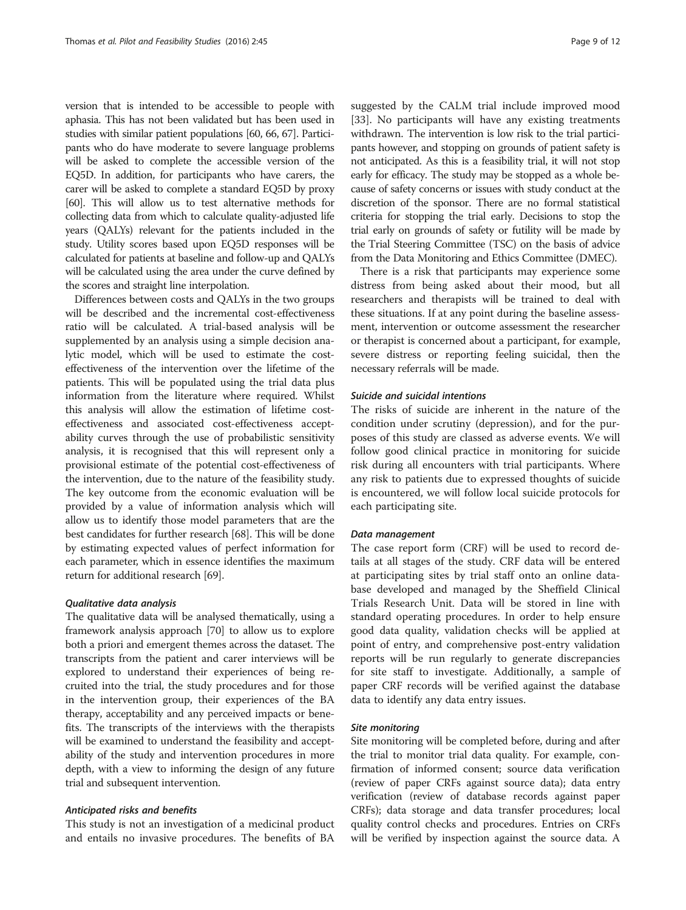version that is intended to be accessible to people with aphasia. This has not been validated but has been used in studies with similar patient populations [60, 66, 67]. Participants who do have moderate to severe language problems will be asked to complete the accessible version of the EQ5D. In addition, for participants who have carers, the carer will be asked to complete a standard EQ5D by proxy [60]. This will allow us to test alternative methods for collecting data from which to calculate quality-adjusted life years (QALYs) relevant for the patients included in the study. Utility scores based upon EQ5D responses will be calculated for patients at baseline and follow-up and QALYs will be calculated using the area under the curve defined by the scores and straight line interpolation.

Differences between costs and QALYs in the two groups will be described and the incremental cost-effectiveness ratio will be calculated. A trial-based analysis will be supplemented by an analysis using a simple decision analytic model, which will be used to estimate the cost-effectiveness of the intervention over the lifetime of the patients. This will be populated using the trial data plus information from the literature where required. Whilst this analysis will allow the estimation of lifetime cost-effectiveness and associated cost-effectiveness acceptability curves through the use of probabilistic sensitivity analysis, it is recognised that this will represent only a provisional estimate of the potential cost-effectiveness of the intervention, due to the nature of the feasibility study. The key outcome from the economic evaluation will be provided by a value of information analysis which will allow us to identify those model parameters that are the best candidates for further research [68]. This will be done by estimating expected values of perfect information for each parameter, which in essence identifies the maximum return for additional research [69].

#### *Qualitative data analysis*

The qualitative data will be analysed thematically, using a framework analysis approach [70] to allow us to explore both a priori and emergent themes across the dataset. The transcripts from the patient and carer interviews will be explored to understand their experiences of being recruited into the trial, the study procedures and for those in the intervention group, their experiences of the BA therapy, acceptability and any perceived impacts or benefits. The transcripts of the interviews with the therapists will be examined to understand the feasibility and acceptability of the study and intervention procedures in more depth, with a view to informing the design of any future trial and subsequent intervention.

#### *Anticipated risks and benefits*

This study is not an investigation of a medicinal product and entails no invasive procedures. The benefits of BA suggested by the CALM trial include improved mood [33]. No participants will have any existing treatments withdrawn. The intervention is low risk to the trial participants however, and stopping on grounds of patient safety is not anticipated. As this is a feasibility trial, it will not stop early for efficacy. The study may be stopped as a whole because of safety concerns or issues with study conduct at the discretion of the sponsor. There are no formal statistical criteria for stopping the trial early. Decisions to stop the trial early on grounds of safety or futility will be made by the Trial Steering Committee (TSC) on the basis of advice from the Data Monitoring and Ethics Committee (DMEC).

There is a risk that participants may experience some distress from being asked about their mood, but all researchers and therapists will be trained to deal with these situations. If at any point during the baseline assessment, intervention or outcome assessment the researcher or therapist is concerned about a participant, for example, severe distress or reporting feeling suicidal, then the necessary referrals will be made.

#### *Suicide and suicidal intentions*

The risks of suicide are inherent in the nature of the condition under scrutiny (depression), and for the purposes of this study are classed as adverse events. We will follow good clinical practice in monitoring for suicide risk during all encounters with trial participants. Where any risk to patients due to expressed thoughts of suicide is encountered, we will follow local suicide protocols for each participating site.

#### *Data management*

The case report form (CRF) will be used to record details at all stages of the study. CRF data will be entered at participating sites by trial staff onto an online database developed and managed by the Sheffield Clinical Trials Research Unit. Data will be stored in line with standard operating procedures. In order to help ensure good data quality, validation checks will be applied at point of entry, and comprehensive post-entry validation reports will be run regularly to generate discrepancies for site staff to investigate. Additionally, a sample of paper CRF records will be verified against the database data to identify any data entry issues.

#### *Site monitoring*

Site monitoring will be completed before, during and after the trial to monitor trial data quality. For example, confirmation of informed consent; source data verification (review of paper CRFs against source data); data entry verification (review of database records against paper CRFs); data storage and data transfer procedures; local quality control checks and procedures. Entries on CRFs will be verified by inspection against the source data. A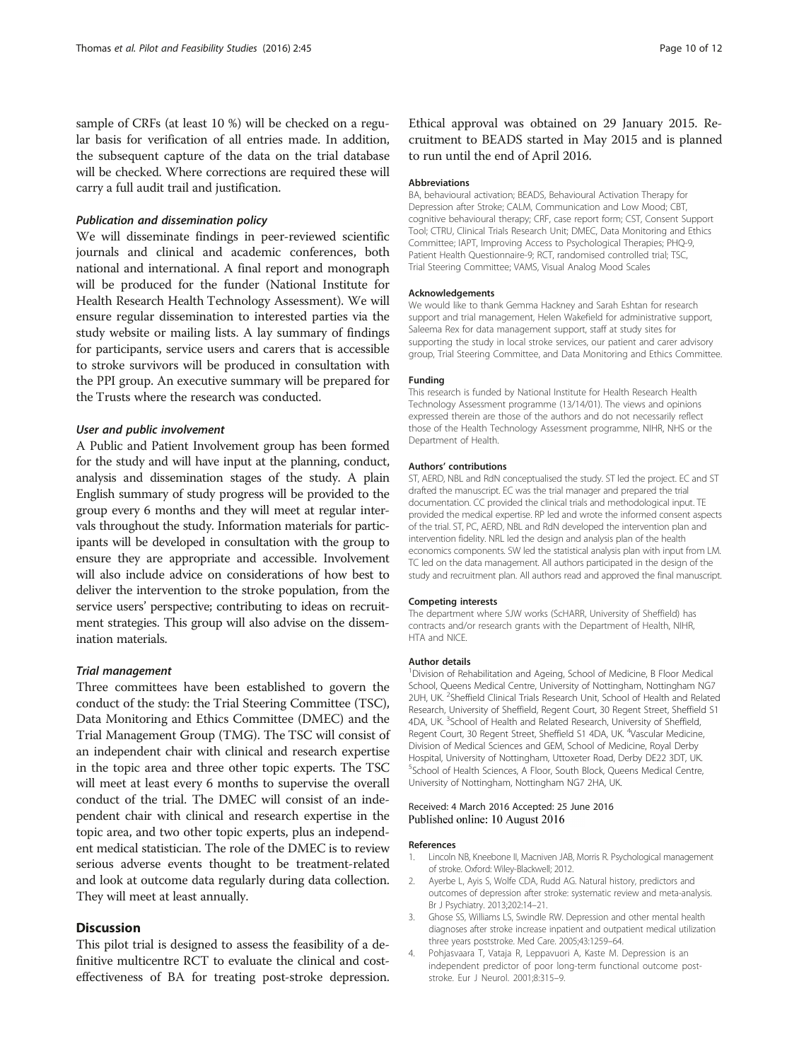sample of CRFs (at least 10 %) will be checked on a regular basis for verification of all entries made. In addition, the subsequent capture of the data on the trial database will be checked. Where corrections are required these will carry a full audit trail and justification.

#### *Publication and dissemination policy*

We will disseminate findings in peer-reviewed scientific journals and clinical and academic conferences, both national and international. A final report and monograph will be produced for the funder (National Institute for Health Research Health Technology Assessment). We will ensure regular dissemination to interested parties via the study website or mailing lists. A lay summary of findings for participants, service users and carers that is accessible to stroke survivors will be produced in consultation with the PPI group. An executive summary will be prepared for the Trusts where the research was conducted.

#### *User and public involvement*

A Public and Patient Involvement group has been formed for the study and will have input at the planning, conduct, analysis and dissemination stages of the study. A plain English summary of study progress will be provided to the group every 6 months and they will meet at regular intervals throughout the study. Information materials for participants will be developed in consultation with the group to ensure they are appropriate and accessible. Involvement will also include advice on considerations of how best to deliver the intervention to the stroke population, from the service users' perspective; contributing to ideas on recruitment strategies. This group will also advise on the dissemination materials.

#### *Trial management*

Three committees have been established to govern the conduct of the study: the Trial Steering Committee (TSC), Data Monitoring and Ethics Committee (DMEC) and the Trial Management Group (TMG). The TSC will consist of an independent chair with clinical and research expertise in the topic area and three other topic experts. The TSC will meet at least every 6 months to supervise the overall conduct of the trial. The DMEC will consist of an independent chair with clinical and research expertise in the topic area, and two other topic experts, plus an independent medical statistician. The role of the DMEC is to review serious adverse events thought to be treatment-related and look at outcome data regularly during data collection. They will meet at least annually.

## Discussion

This pilot trial is designed to assess the feasibility of a definitive multicentre RCT to evaluate the clinical and cost-effectiveness of BA for treating post-stroke depression. Ethical approval was obtained on 29 January 2015. Recruitment to BEADS started in May 2015 and is planned to run until the end of April 2016.

#### Abbreviations

BA, behavioural activation; BEADS, Behavioural Activation Therapy for Depression after Stroke; CALM, Communication and Low Mood; CBT, cognitive behavioural therapy; CRF, case report form; CST, Consent Support Tool; CTRU, Clinical Trials Research Unit; DMEC, Data Monitoring and Ethics Committee; IAPT, Improving Access to Psychological Therapies; PHQ-9, Patient Health Questionnaire-9; RCT, randomised controlled trial; TSC, Trial Steering Committee; VAMS, Visual Analog Mood Scales

#### Acknowledgements

We would like to thank Gemma Hackney and Sarah Eshtan for research support and trial management, Helen Wakefield for administrative support, Saleema Rex for data management support, staff at study sites for supporting the study in local stroke services, our patient and carer advisory group, Trial Steering Committee, and Data Monitoring and Ethics Committee.

#### Funding

This research is funded by National Institute for Health Research Health Technology Assessment programme (13/14/01). The views and opinions expressed therein are those of the authors and do not necessarily reflect those of the Health Technology Assessment programme, NIHR, NHS or the Department of Health.

#### Authors' contributions

ST, AERD, NBL and RdN conceptualised the study. ST led the project. EC and ST drafted the manuscript. EC was the trial manager and prepared the trial documentation. CC provided the clinical trials and methodological input. TE provided the medical expertise. RP led and wrote the informed consent aspects of the trial. ST, PC, AERD, NBL and RdN developed the intervention plan and intervention fidelity. NRL led the design and analysis plan of the health economics components. SW led the statistical analysis plan with input from LM. TC led on the data management. All authors participated in the design of the study and recruitment plan. All authors read and approved the final manuscript.

#### Competing interests

The department where SJW works (ScHARR, University of Sheffield) has contracts and/or research grants with the Department of Health, NIHR, HTA and NICE.

#### Author details

[1]Division of Rehabilitation and Ageing, School of Medicine, B Floor Medical School, Queens Medical Centre, University of Nottingham, Nottingham NG7 2UH, UK. [2]Sheffield Clinical Trials Research Unit, School of Health and Related Research, University of Sheffield, Regent Court, 30 Regent Street, Sheffield S1 4DA, UK. [3]School of Health and Related Research, University of Sheffield, Regent Court, 30 Regent Street, Sheffield S1 4DA, UK. [4]Vascular Medicine, Division of Medical Sciences and GEM, School of Medicine, Royal Derby Hospital, University of Nottingham, Uttoxeter Road, Derby DE22 3DT, UK. [5]School of Health Sciences, A Floor, South Block, Queens Medical Centre, University of Nottingham, Nottingham NG7 2HA, UK.

Received: 4 March 2016 Accepted: 25 June 2016
Published online: 10 August 2016

#### References

1. Lincoln NB, Kneebone II, Macniven JAB, Morris R. Psychological management of stroke. Oxford: Wiley-Blackwell; 2012.
2. Ayerbe L, Ayis S, Wolfe CDA, Rudd AG. Natural history, predictors and outcomes of depression after stroke: systematic review and meta-analysis. Br J Psychiatry. 2013;202:14–21.
3. Ghose SS, Williams LS, Swindle RW. Depression and other mental health diagnoses after stroke increase inpatient and outpatient medical utilization three years poststroke. Med Care. 2005;43:1259–64.
4. Pohjasvaara T, Vataja R, Leppavuori A, Kaste M. Depression is an independent predictor of poor long-term functional outcome post-stroke. Eur J Neurol. 2001;8:315–9.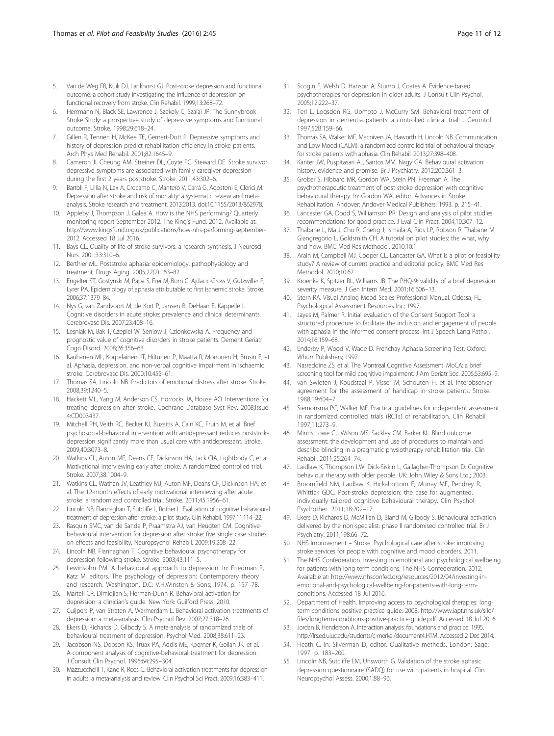5. Van de Weg FB, Kuik DJ, Lankhorst GJ. Post-stroke depression and functional outcome: a cohort study investigating the influence of depression on functional recovery from stroke. Clin Rehabil. 1999;13:268–72.
6. Herrmann N, Black SE, Lawrence J, Szekely C, Szalai JP. The Sunnybrook Stroke Study: a prospective study of depressive symptoms and functional outcome. Stroke. 1998;29:618–24.
7. Gillen R, Tennen H, McKee TE, Gernert-Dott P. Depressive symptoms and history of depression predict rehabilitation efficiency in stroke patients. Arch Phys Med Rehabil. 2001;82:1645–9.
8. Cameron JI, Cheung AM, Streiner DL, Coyte PC, Steward DE. Stroke survivor depressive symptoms are associated with family caregiver depression during the first 2 years poststroke. Stroke. 2011;43:302–6.
9. Bartoli F, Lillia N, Lax A, Crocamo C, Mantero V, Carrà G, Agostoni E, Clerici M. Depression after stroke and risk of mortality: a systematic review and meta-analysis. Stroke research and treatment. 2013;2013. doi:10.1155/2013/862978.
10. Appleby J, Thompson J, Galea A. How is the NHS performing? Quarterly monitoring report September 2012. The King's Fund. 2012. Available at: http://www.kingsfund.org.uk/publications/how-nhs-performing-september-2012. Accessed 18 Jul 2016.
11. Bays CL. Quality of life of stroke survivors: a research synthesis. J Neurosci Nurs. 2001;33:310–6.
12. Berthier ML. Poststroke aphasia: epidemiology, pathophysiology and treatment. Drugs Aging. 2005;22(2):163–82.
13. Engelter ST, Gostynski M, Papa S, Frei M, Born C, Ajdacic-Gross V, Gutzwiller F, Lyrer PA. Epidemiology of aphasia attributable to first ischemic stroke. Stroke. 2006;37:1379–84.
14. Nys G, van Zandvoort M, de Kort P, Jansen B, DeHaan E, Kappelle L. Cognitive disorders in acute stroke: prevalence and clinical determinants. Cerebrovasc Dis. 2007;23:408–16.
15. Lesniak M, Bak T, Czepiel W, Seniow J, Czlonkowska A. Frequency and prognostic value of cognitive disorders in stroke patients. Dement Geriatr Cogn Disord. 2008;26:356–63.
16. Kauhanen ML, Korpelainen JT, Hiltunen P, Määttä R, Mononen H, Brusin E, et al. Aphasia, depression, and non-verbal cognitive impairment in ischaemic stroke. Cerebrovasc Dis. 2000;10:455–61.
17. Thomas SA, Lincoln NB. Predictors of emotional distress after stroke. Stroke. 2008;39:1240–5.
18. Hackett ML, Yang M, Anderson CS, Horrocks JA, House AO. Interventions for treating depression after stroke. Cochrane Database Syst Rev. 2008;Issue 4:CD003437.
19. Mitchell PH, Veith RC, Becker KJ, Buzaitis A, Cain KC, Fruin M, et al. Brief psychosocial-behavioral intervention with antidepressant reduces poststroke depression significantly more than usual care with antidepressant. Stroke. 2009;40:3073–8.
20. Watkins CL, Auton MF, Deans CF, Dickinson HA, Jack CIA, Lightbody C, et al. Motivational interviewing early after stroke. A randomized controlled trial. Stroke. 2007;38:1004–9.
21. Watkins CL, Wathan JV, Leathley MJ, Auton MF, Deans CF, Dickinson HA, et al. The 12-month effects of early motivational interviewing after acute stroke: a randomized controlled trial. Stroke. 2011;45:1956–61.
22. Lincoln NB, Flannaghan T, Sutcliffe L, Rother L. Evaluation of cognitive behavioural treatment of depression after stroke: a pilot study. Clin Rehabil. 1997;11:114–22.
23. Rasquin SMC, van de Sande P, Praamstra AJ, van Heugten CM. Cognitive-behavioural intervention for depression after stroke: five single case studies on effects and feasibility. Neuropsychol Rehabil. 2009;19:208–22.
24. Lincoln NB, Flannaghan T. Cognitive behavioural psychotherapy for depression following stroke. Stroke. 2003;43:111–5.
25. Lewinsohn PM. A behavioural approach to depression. In: Friedman R, Katz M, editors. The psychology of depression: Contemporary theory and research. Washington, D.C: V.H.Winston & Sons; 1974. p. 157–78.
26. Martell CR, Dimidjian S, Herman-Dunn R. Behavioral activation for depression: a clinician's guide. New York: Guilford Press; 2010.
27. Cuijpers P, van Straten A, Warmerdam L. Behavioral activation treatments of depression: a meta-analysis. Clin Psychol Rev. 2007;27:318–26.
28. Ekers D, Richards D, Gilbody S. A meta-analysis of randomized trials of behavioural treatment of depression. Psychol Med. 2008;38:611–23.
29. Jacobson NS, Dobson KS, Truax PA, Addis ME, Koerner K, Gollan JK, et al. A component analysis of cognitive-behavioral treatment for depression. J Consult Clin Psychol. 1996;64:295–304.
30. Mazzucchelli T, Kane R, Rees C. Behavioral activation treatments for depression in adults: a meta-analysis and review. Clin Psychol Sci Pract. 2009;16:383–411.
31. Scogin F, Welsh D, Hanson A, Stump J, Coates A. Evidence-based psychotherapies for depression in older adults. J Consult Clin Psychol. 2005;12:222–37.
32. Teri L, Logsdon RG, Uomoto J, McCurry SM. Behavioral treatment of depression in dementia patients: a controlled clinical trial. J Gerontol. 1997;52B:159–66.
33. Thomas SA, Walker MF, Macniven JA, Haworth H, Lincoln NB. Communication and Low Mood (CALM): a randomized controlled trial of behavioural therapy for stroke patients with aphasia. Clin Rehabil. 2013;27:398–408.
34. Kanter JW, Puspitasari AJ, Santos MM, Nagy GA. Behavioural activation: history, evidence and promise. Br J Psychiatry. 2012;200:361–3.
35. Grober S, Hibbard MR, Gordon WA, Stein PN, Freeman A. The psychotherapeutic treatment of post-stroke depression with cognitive behavioural therapy. In: Gordon WA, editor. Advances in Stroke Rehabilitation. Andover: Andover Medical Publishers; 1993. p. 215–41.
36. Lancaster GA, Dodd S, Williamson PR. Design and analysis of pilot studies: recommendations for good practice. J Eval Clin Pract. 2004;10:307–12.
37. Thabane L, Ma J, Chu R, Cheng J, Ismaila A, Rios LP, Robson R, Thabane M, Giangregorio L, Goldsmith CH. A tutorial on pilot studies: the what, why and how. BMC Med Res Methodol. 2010;10:1.
38. Arain M, Campbell MJ, Cooper CL, Lancaster GA. What is a pilot or feasibility study? A review of current practice and editorial policy. BMC Med Res Methodol. 2010;10:67.
39. Kroenke K, Spitzer RL, Williams JB. The PHQ-9: validity of a brief depression severity measure. J Gen Intern Med. 2001;16:606–13.
40. Stern RA. Visual Analog Mood Scales Professional Manual. Odessa, FL: Psychological Assessment Resources Inc; 1997.
41. Jayes M, Palmer R. Initial evaluation of the Consent Support Tool: a structured procedure to facilitate the inclusion and engagement of people with aphasia in the informed consent process. Int J Speech Lang Pathol. 2014;16:159–68.
42. Enderby P, Wood V, Wade D. Frenchay Aphasia Screening Test. Oxford: Whurr Publishers; 1997.
43. Nasreddine ZS, et al. The Montreal Cognitive Assessment, MoCA: a brief screening tool for mild cognitive impairment. J Am Geriatr Soc. 2005;53:695–9.
44. van Swieten J, Koudstaal P, Visser M, Schouten H, et al. Interobserver agreement for the assessment of handicap in stroke patients. Stroke. 1988;19:604–7.
45. Siemonsma PC, Walker MF. Practical guidelines for independent assessment in randomized controlled trials (RCTs) of rehabilitation. Clin Rehabil. 1997;11:273–9.
46. Minns Lowe CJ, Wilson MS, Sackley CM, Barker KL. Blind outcome assessment: the development and use of procedures to maintain and describe blinding in a pragmatic physiotherapy rehabilitation trial. Clin Rehabil. 2011;25:264–74.
47. Laidlaw K, Thompson LW, Dick-Siskin L, Gallagher-Thompson D. Cognitive behaviour therapy with older people. UK: John Wiley & Sons Ltd.; 2003.
48. Broomfield NM, Laidlaw K, Hickabottom E, Murray MF, Pendrey R, Whittick GDC. Post-stroke depression: the case for augmented, individually tailored cognitive behavioural therapy. Clin Psychol Psychother. 2011;18:202–17.
49. Ekers D, Richards D, McMillan D, Bland M, Gilbody S. Behavioural activation delivered by the non-specialist: phase II randomised controlled trial. Br J Psychiatry. 2011;198:66–72.
50. NHS Improvement – Stroke. Psychological care after stroke: improving stroke services for people with cognitive and mood disorders. 2011.
51. The NHS Confederation. Investing in emotional and psychological wellbeing for patients with long term conditions. The NHS Confederation. 2012. Available at: http://www.nhsconfed.org/resources/2012/04/investing-in-emotional-and-psychological-wellbeing-for-patients-with-long-term-conditions. Accessed 18 Jul 2016.
52. Department of Health. Improving access to psychological therapies: long-term conditions positive practice guide. 2008. http://www.iapt.nhs.uk/silo/files/longterm-conditions-positive-practice-guide.pdf. Accessed 18 Jul 2016.
53. Jordan B, Henderson A. Interaction analysis: foundations and practice. 1995. http://lrs.ed.uiuc.edu/students/c-merkel/document4.HTM. Accessed 2 Dec 2014.
54. Heath C. In: Silverman D, editor. Qualitative methods. London: Sage; 1997. p. 183–200.
55. Lincoln NB, Sutcliffe LM, Unsworth G. Validation of the stroke aphasic depression questionnaire (SADQ) for use with patients in hospital. Clin Neuropsychol Assess. 2000;1:88–96.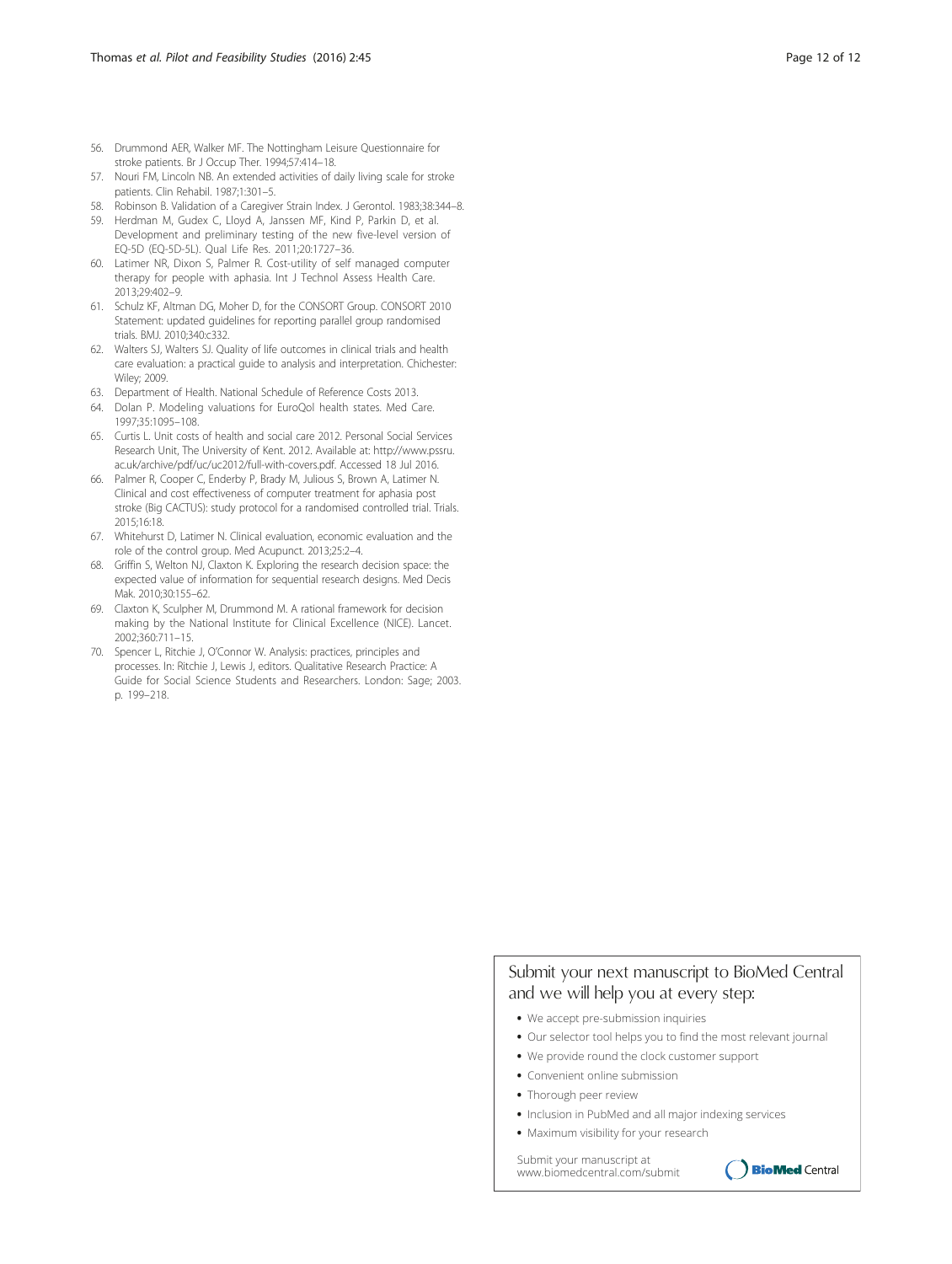56. Drummond AER, Walker MF. The Nottingham Leisure Questionnaire for stroke patients. Br J Occup Ther. 1994;57:414–18.
57. Nouri FM, Lincoln NB. An extended activities of daily living scale for stroke patients. Clin Rehabil. 1987;1:301–5.
58. Robinson B. Validation of a Caregiver Strain Index. J Gerontol. 1983;38:344–8.
59. Herdman M, Gudex C, Lloyd A, Janssen MF, Kind P, Parkin D, et al. Development and preliminary testing of the new five-level version of EQ-5D (EQ-5D-5L). Qual Life Res. 2011;20:1727–36.
60. Latimer NR, Dixon S, Palmer R. Cost-utility of self managed computer therapy for people with aphasia. Int J Technol Assess Health Care. 2013;29:402–9.
61. Schulz KF, Altman DG, Moher D, for the CONSORT Group. CONSORT 2010 Statement: updated guidelines for reporting parallel group randomised trials. BMJ. 2010;340:c332.
62. Walters SJ, Walters SJ. Quality of life outcomes in clinical trials and health care evaluation: a practical guide to analysis and interpretation. Chichester: Wiley; 2009.
63. Department of Health. National Schedule of Reference Costs 2013.
64. Dolan P. Modeling valuations for EuroQol health states. Med Care. 1997;35:1095–108.
65. Curtis L. Unit costs of health and social care 2012. Personal Social Services Research Unit, The University of Kent. 2012. Available at: http://www.pssru.ac.uk/archive/pdf/uc/uc2012/full-with-covers.pdf. Accessed 18 Jul 2016.
66. Palmer R, Cooper C, Enderby P, Brady M, Julious S, Brown A, Latimer N. Clinical and cost effectiveness of computer treatment for aphasia post stroke (Big CACTUS): study protocol for a randomised controlled trial. Trials. 2015;16:18.
67. Whitehurst D, Latimer N. Clinical evaluation, economic evaluation and the role of the control group. Med Acupunct. 2013;25:2–4.
68. Griffin S, Welton NJ, Claxton K. Exploring the research decision space: the expected value of information for sequential research designs. Med Decis Mak. 2010;30:155–62.
69. Claxton K, Sculpher M, Drummond M. A rational framework for decision making by the National Institute for Clinical Excellence (NICE). Lancet. 2002;360:711–15.
70. Spencer L, Ritchie J, O'Connor W. Analysis: practices, principles and processes. In: Ritchie J, Lewis J, editors. Qualitative Research Practice: A Guide for Social Science Students and Researchers. London: Sage; 2003. p. 199–218.

Submit your next manuscript to BioMed Central and we will help you at every step:

- We accept pre-submission inquiries
- Our selector tool helps you to find the most relevant journal
- We provide round the clock customer support
- Convenient online submission
- Thorough peer review
- Inclusion in PubMed and all major indexing services
- Maximum visibility for your research

Submit your manuscript at www.biomedcentral.com/submit

BioMed Central